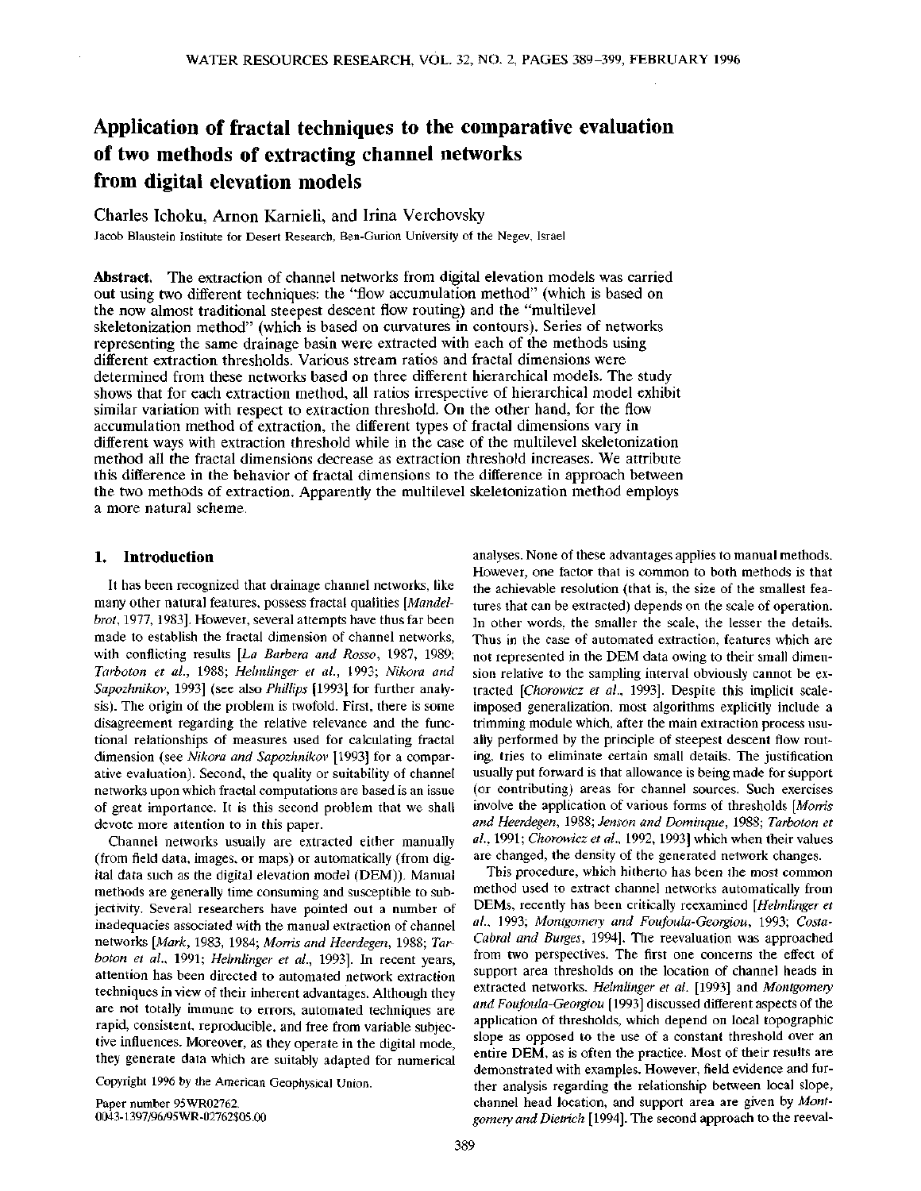# Application of fractal techniques to the comparative evaluation of two methods of extracting channel networks from digital elevation models

Charles Ichoku, Arnon Karnieli, and Irina Verchovsky

Jacob Blaustein Institute for Desert Research, Ben-Gurion University of the Negev, Israel

**Abstract.** The extraction of channel networks from digital elevation models was carried out using two different techniques: the "flow accumulation method" (which is based on the now almost traditional steepest descent flow routing) and the "multilevel skeletonization method" (which is based on curvatures in contours). Series of networks representing the same drainage basin were extracted with each of the methods using different extraction thresholds. Various stream ratios and fractal dimensions were determined from these networks based on three different hierarchical models. The study shows that for each extraction method, all ratios irrespective of hierarchical model exhibit similar variation with respect to extraction threshold. On the other hand, for the flow accumulation method of extraction, the different types of fractal dimensions vary in different ways with extraction threshold while in the case of the multilevel skeletonization method all the fractal dimensions decrease as extraction threshold increases. We attribute this difference in the behavior of fractal dimensions to the difference in approach between the two methods of extraction. Apparently the multilevel skeletonization method employs a more natural scheme.

## 1. Introduction

It has been recognized that drainage channel networks, like many other natural features, possess fractal qualities [*Mandelbrot*, 1977, 1983]. However, several attempts have thus far been made to establish the fractal dimension of channel networks, with conflicting results [*La Barbera and Rosso*, 1987, 1989; *Tarboton et al.*, 1988; *Helmlinger et al.*, 1993; *Nikora and Sapozhnikov*, 1993] (see also *Phillips* [1993] for further analysis). The origin of the problem is twofold. First, there is some disagreement regarding the relative relevance and the functional relationships of measures used for calculating fractal dimension (see *Nikora and Sapozhnikov* [1993] for a comparative evaluation). Second, the quality or suitability of channel networks upon which fractal computations are based is an issue of great importance. It is this second problem that we shall devote more attention to in this paper.

Channel networks usually are extracted either manually (from field data, images, or maps) or automatically (from digital data such as the digital elevation model (DEM)). Manual methods are generally time consuming and susceptible to subjectivity. Several researchers have pointed out a number of inadequacies associated with the manual extraction of channel networks [*Mark*, 1983, 1984; *Morris and Heerdegen*, 1988; *Tarboton et al.*, 1991; *Helmlinger et al.*, 1993]. In recent years, attention has been directed to automated network extraction techniques in view of their inherent advantages. Although they are not totally immune to errors, automated techniques are rapid, consistent, reproducible, and free from variable subjective influences. Moreover, as they operate in the digital mode, they generate data which are suitably adapted for numerical analyses. None of these advantages applies to manual methods. However, one factor that is common to both methods is that the achievable resolution (that is, the size of the smallest features that can be extracted) depends on the scale of operation. In other words, the smaller the scale, the lesser the details. Thus in the case of automated extraction, features which are not represented in the DEM data owing to their small dimension relative to the sampling interval obviously cannot be extracted [*Chorowicz et al.*, 1993]. Despite this implicit scale-imposed generalization, most algorithms explicitly include a trimming module which, after the main extraction process usually performed by the principle of steepest descent flow routing, tries to eliminate certain small details. The justification usually put forward is that allowance is being made for support (or contributing) areas for channel sources. Such exercises involve the application of various forms of thresholds [*Morris and Heerdegen*, 1988; *Jenson and Dominque*, 1988; *Tarboton et al.*, 1991; *Chorowicz et al.*, 1992, 1993] which when their values are changed, the density of the generated network changes.

This procedure, which hitherto has been the most common method used to extract channel networks automatically from DEMs, recently has been critically reexamined [*Helmlinger et al.*, 1993; *Montgomery and Foufoula-Georgiou*, 1993; *Costa-Cabral and Burges*, 1994]. The reevaluation was approached from two perspectives. The first one concerns the effect of support area thresholds on the location of channel heads in extracted networks. *Helmlinger et al.* [1993] and *Montgomery and Foufoula-Georgiou* [1993] discussed different aspects of the application of thresholds, which depend on local topographic slope as opposed to the use of a constant threshold over an entire DEM, as is often the practice. Most of their results are demonstrated with examples. However, field evidence and further analysis regarding the relationship between local slope, channel head location, and support area are given by *Montgomery and Dietrich* [1994]. The second approach to the reeval-

Copyright 1996 by the American Geophysical Union.

Paper number 95WR02762.
0043-1397/96/95WR-02762$05.00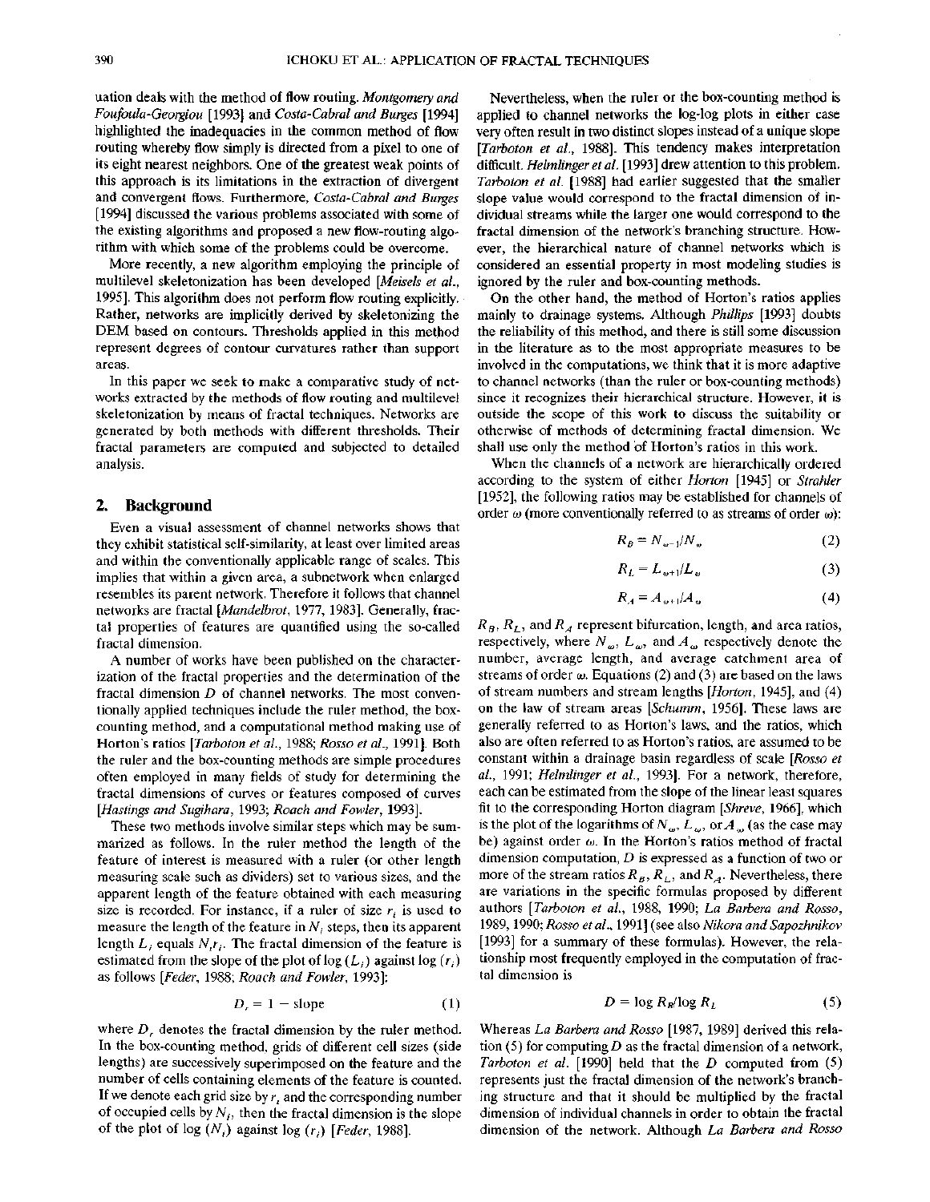uation deals with the method of flow routing. *Montgomery and Foufoula-Georgiou* [1993] and *Costa-Cabral and Burges* [1994] highlighted the inadequacies in the common method of flow routing whereby flow simply is directed from a pixel to one of its eight nearest neighbors. One of the greatest weak points of this approach is its limitations in the extraction of divergent and convergent flows. Furthermore, *Costa-Cabral and Burges* [1994] discussed the various problems associated with some of the existing algorithms and proposed a new flow-routing algorithm with which some of the problems could be overcome.

More recently, a new algorithm employing the principle of multilevel skeletonization has been developed [*Meisels et al.*, 1995]. This algorithm does not perform flow routing explicitly. Rather, networks are implicitly derived by skeletonizing the DEM based on contours. Thresholds applied in this method represent degrees of contour curvatures rather than support areas.

In this paper we seek to make a comparative study of networks extracted by the methods of flow routing and multilevel skeletonization by means of fractal techniques. Networks are generated by both methods with different thresholds. Their fractal parameters are computed and subjected to detailed analysis.

## 2. Background

Even a visual assessment of channel networks shows that they exhibit statistical self-similarity, at least over limited areas and within the conventionally applicable range of scales. This implies that within a given area, a subnetwork when enlarged resembles its parent network. Therefore it follows that channel networks are fractal [*Mandelbrot*, 1977, 1983]. Generally, fractal properties of features are quantified using the so-called fractal dimension.

A number of works have been published on the characterization of the fractal properties and the determination of the fractal dimension $D$ of channel networks. The most conventionally applied techniques include the ruler method, the box-counting method, and a computational method making use of Horton's ratios [*Tarboton et al.*, 1988; *Rosso et al.*, 1991]. Both the ruler and the box-counting methods are simple procedures often employed in many fields of study for determining the fractal dimensions of curves or features composed of curves [*Hastings and Sugihara*, 1993; *Roach and Fowler*, 1993].

These two methods involve similar steps which may be summarized as follows. In the ruler method the length of the feature of interest is measured with a ruler (or other length measuring scale such as dividers) set to various sizes, and the apparent length of the feature obtained with each measuring size is recorded. For instance, if a ruler of size $r_i$ is used to measure the length of the feature in $N_i$ steps, then its apparent length $L_i$ equals $N_i r_i$. The fractal dimension of the feature is estimated from the slope of the plot of $\log(L_i)$ against $\log(r_i)$ as follows [*Feder*, 1988; *Roach and Fowler*, 1993]:

$$D_r = 1 - \text{slope} \tag{1}$$

where $D_r$ denotes the fractal dimension by the ruler method. In the box-counting method, grids of different cell sizes (side lengths) are successively superimposed on the feature and the number of cells containing elements of the feature is counted. If we denote each grid size by $r_i$ and the corresponding number of occupied cells by $N_i$, then the fractal dimension is the slope of the plot of $\log(N_i)$ against $\log(r_i)$ [*Feder*, 1988].

Nevertheless, when the ruler or the box-counting method is applied to channel networks the log-log plots in either case very often result in two distinct slopes instead of a unique slope [*Tarboton et al.*, 1988]. This tendency makes interpretation difficult. *Helmlinger et al.* [1993] drew attention to this problem. *Tarboton et al.* [1988] had earlier suggested that the smaller slope value would correspond to the fractal dimension of individual streams while the larger one would correspond to the fractal dimension of the network's branching structure. However, the hierarchical nature of channel networks which is considered an essential property in most modeling studies is ignored by the ruler and box-counting methods.

On the other hand, the method of Horton's ratios applies mainly to drainage systems. Although *Phillips* [1993] doubts the reliability of this method, and there is still some discussion in the literature as to the most appropriate measures to be involved in the computations, we think that it is more adaptive to channel networks (than the ruler or box-counting methods) since it recognizes their hierarchical structure. However, it is outside the scope of this work to discuss the suitability or otherwise of methods of determining fractal dimension. We shall use only the method of Horton's ratios in this work.

When the channels of a network are hierarchically ordered according to the system of either *Horton* [1945] or *Strahler* [1952], the following ratios may be established for channels of order $\omega$ (more conventionally referred to as streams of order $\omega$):

$$R_B = N_{\omega-1}/N_\omega \tag{2}$$

$$R_L = L_{\omega+1}/L_\omega \tag{3}$$

$$R_A = A_{\omega+1}/A_\omega \tag{4}$$

$R_B$, $R_L$, and $R_A$ represent bifurcation, length, and area ratios, respectively, where $N_\omega$, $L_\omega$, and $A_\omega$ respectively denote the number, average length, and average catchment area of streams of order $\omega$. Equations (2) and (3) are based on the laws of stream numbers and stream lengths [*Horton*, 1945], and (4) on the law of stream areas [*Schumm*, 1956]. These laws are generally referred to as Horton's laws, and the ratios, which also are often referred to as Horton's ratios, are assumed to be constant within a drainage basin regardless of scale [*Rosso et al.*, 1991; *Helmlinger et al.*, 1993]. For a network, therefore, each can be estimated from the slope of the linear least squares fit to the corresponding Horton diagram [*Shreve*, 1966], which is the plot of the logarithms of $N_\omega$, $L_\omega$, or $A_\omega$ (as the case may be) against order $\omega$. In the Horton's ratios method of fractal dimension computation, $D$ is expressed as a function of two or more of the stream ratios $R_B$, $R_L$, and $R_A$. Nevertheless, there are variations in the specific formulas proposed by different authors [*Tarboton et al.*, 1988, 1990; *La Barbera and Rosso*, 1989, 1990; *Rosso et al.*, 1991] (see also *Nikora and Sapozhnikov* [1993] for a summary of these formulas). However, the relationship most frequently employed in the computation of fractal dimension is

$$D = \log R_B / \log R_L \tag{5}$$

Whereas *La Barbera and Rosso* [1987, 1989] derived this relation (5) for computing $D$ as the fractal dimension of a network, *Tarboton et al.* [1990] held that the $D$ computed from (5) represents just the fractal dimension of the network's branching structure and that it should be multiplied by the fractal dimension of individual channels in order to obtain the fractal dimension of the network. Although *La Barbera and Rosso*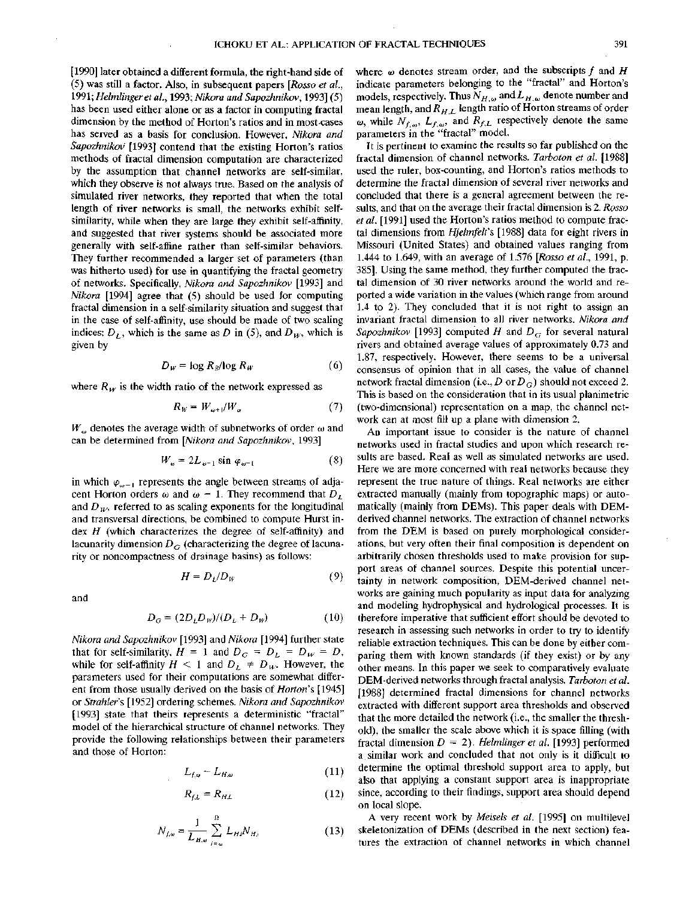[1990] later obtained a different formula, the right-hand side of (5) was still a factor. Also, in subsequent papers [*Rosso et al.*, 1991; *Helmlinger et al.*, 1993; *Nikora and Sapozhnikov*, 1993] (5) has been used either alone or as a factor in computing fractal dimension by the method of Horton's ratios and in most cases has served as a basis for conclusion. However, *Nikora and Sapozhnikov* [1993] contend that the existing Horton's ratios methods of fractal dimension computation are characterized by the assumption that channel networks are self-similar, which they observe is not always true. Based on the analysis of simulated river networks, they reported that when the total length of river networks is small, the networks exhibit self-similarity, while when they are large they exhibit self-affinity, and suggested that river systems should be associated more generally with self-affine rather than self-similar behaviors. They further recommended a larger set of parameters (than was hitherto used) for use in quantifying the fractal geometry of networks. Specifically, *Nikora and Sapozhnikov* [1993] and *Nikora* [1994] agree that (5) should be used for computing fractal dimension in a self-similarity situation and suggest that in the case of self-affinity, use should be made of two scaling indices: $D_L$, which is the same as $D$ in (5), and $D_W$, which is given by

$$D_W = \log R_B / \log R_W \tag{6}$$

where $R_W$ is the width ratio of the network expressed as

$$R_W = W_{\omega+1}/W_\omega \tag{7}$$

$W_\omega$ denotes the average width of subnetworks of order $\omega$ and can be determined from [*Nikora and Sapozhnikov*, 1993]

$$W_\omega = 2L_{\omega-1} \sin \varphi_{\omega-1} \tag{8}$$

in which $\varphi_{\omega-1}$ represents the angle between streams of adjacent Horton orders $\omega$ and $\omega - 1$. They recommend that $D_L$ and $D_W$, referred to as scaling exponents for the longitudinal and transversal directions, be combined to compute Hurst index $H$ (which characterizes the degree of self-affinity) and lacunarity dimension $D_G$ (characterizing the degree of lacunarity or noncompactness of drainage basins) as follows:

$$H = D_L/D_W \tag{9}$$

and

$$D_G = (2D_L D_W)/(D_L + D_W) \tag{10}$$

*Nikora and Sapozhnikov* [1993] and *Nikora* [1994] further state that for self-similarity, $H = 1$ and $D_G = D_L = D_W = D$, while for self-affinity $H < 1$ and $D_L \neq D_W$. However, the parameters used for their computations are somewhat different from those usually derived on the basis of *Horton*'s [1945] or *Strahler*'s [1952] ordering schemes. *Nikora and Sapozhnikov* [1993] state that theirs represents a deterministic "fractal" model of the hierarchical structure of channel networks. They provide the following relationships between their parameters and those of Horton:

$$L_{f,\omega} = L_{H,\omega} \tag{11}$$

$$R_{f,L} = R_{H,L} \tag{12}$$

$$N_{f,\omega} = \frac{1}{L_{H,\omega}} \sum_{i=\omega}^{\Omega} L_{H,i} N_{H,i} \tag{13}$$

where $\omega$ denotes stream order, and the subscripts $f$ and $H$ indicate parameters belonging to the "fractal" and Horton's models, respectively. Thus $N_{H,\omega}$ and $L_{H,\omega}$ denote number and mean length, and $R_{H,L}$ length ratio of Horton streams of order $\omega$, while $N_{f,\omega}$, $L_{f,\omega}$, and $R_{f,L}$ respectively denote the same parameters in the "fractal" model.

It is pertinent to examine the results so far published on the fractal dimension of channel networks. *Tarboton et al.* [1988] used the ruler, box-counting, and Horton's ratios methods to determine the fractal dimension of several river networks and concluded that there is a general agreement between the results, and that on the average their fractal dimension is 2. *Rosso et al.* [1991] used the Horton's ratios method to compute fractal dimensions from *Hjelmfelt*'s [1988] data for eight rivers in Missouri (United States) and obtained values ranging from 1.444 to 1.649, with an average of 1.576 [*Rosso et al.*, 1991, p. 385]. Using the same method, they further computed the fractal dimension of 30 river networks around the world and reported a wide variation in the values (which range from around 1.4 to 2). They concluded that it is not right to assign an invariant fractal dimension to all river networks. *Nikora and Sapozhnikov* [1993] computed $H$ and $D_G$ for several natural rivers and obtained average values of approximately 0.73 and 1.87, respectively. However, there seems to be a universal consensus of opinion that in all cases, the value of channel network fractal dimension (i.e., $D$ or $D_G$) should not exceed 2. This is based on the consideration that in its usual planimetric (two-dimensional) representation on a map, the channel network can at most fill up a plane with dimension 2.

An important issue to consider is the nature of channel networks used in fractal studies and upon which research results are based. Real as well as simulated networks are used. Here we are more concerned with real networks because they represent the true nature of things. Real networks are either extracted manually (mainly from topographic maps) or automatically (mainly from DEMs). This paper deals with DEM-derived channel networks. The extraction of channel networks from the DEM is based on purely morphological considerations, but very often their final composition is dependent on arbitrarily chosen thresholds used to make provision for support areas of channel sources. Despite this potential uncertainty in network composition, DEM-derived channel networks are gaining much popularity as input data for analyzing and modeling hydrophysical and hydrological processes. It is therefore imperative that sufficient effort should be devoted to research in assessing such networks in order to try to identify reliable extraction techniques. This can be done by either comparing them with known standards (if they exist) or by any other means. In this paper we seek to comparatively evaluate DEM-derived networks through fractal analysis. *Tarboton et al.* [1988] determined fractal dimensions for channel networks extracted with different support area thresholds and observed that the more detailed the network (i.e., the smaller the threshold), the smaller the scale above which it is space filling (with fractal dimension $D = 2$). *Helmlinger et al.* [1993] performed a similar work and concluded that not only is it difficult to determine the optimal threshold support area to apply, but also that applying a constant support area is inappropriate since, according to their findings, support area should depend on local slope.

A very recent work by *Meisels et al.* [1995] on multilevel skeletonization of DEMs (described in the next section) features the extraction of channel networks in which channel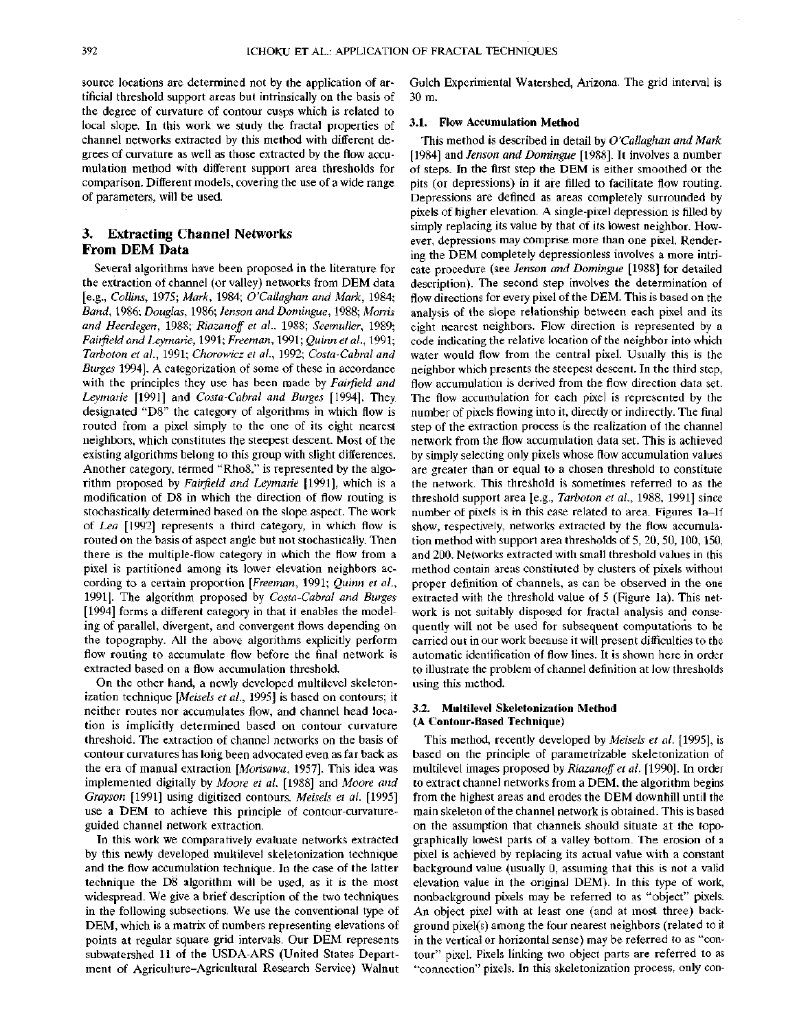source locations are determined not by the application of artificial threshold support areas but intrinsically on the basis of the degree of curvature of contour cusps which is related to local slope. In this work we study the fractal properties of channel networks extracted by this method with different degrees of curvature as well as those extracted by the flow accumulation method with different support area thresholds for comparison. Different models, covering the use of a wide range of parameters, will be used.

## 3. Extracting Channel Networks From DEM Data

Several algorithms have been proposed in the literature for the extraction of channel (or valley) networks from DEM data [e.g., *Collins*, 1975; *Mark*, 1984; *O'Callaghan and Mark*, 1984; *Band*, 1986; *Douglas*, 1986; *Jenson and Domingue*, 1988; *Morris and Heerdegen*, 1988; *Riazanoff et al.*, 1988; *Seemuller*, 1989; *Fairfield and Leymarie*, 1991; *Freeman*, 1991; *Quinn et al.*, 1991; *Tarboton et al.*, 1991; *Chorowicz et al.*, 1992; *Costa-Cabral and Burges* 1994]. A categorization of some of these in accordance with the principles they use has been made by *Fairfield and Leymarie* [1991] and *Costa-Cabral and Burges* [1994]. They designated "D8" the category of algorithms in which flow is routed from a pixel simply to the one of its eight nearest neighbors, which constitutes the steepest descent. Most of the existing algorithms belong to this group with slight differences. Another category, termed "Rho8," is represented by the algorithm proposed by *Fairfield and Leymarie* [1991], which is a modification of D8 in which the direction of flow routing is stochastically determined based on the slope aspect. The work of *Lea* [1992] represents a third category, in which flow is routed on the basis of aspect angle but not stochastically. Then there is the multiple-flow category in which the flow from a pixel is partitioned among its lower elevation neighbors according to a certain proportion [*Freeman*, 1991; *Quinn et al.*, 1991]. The algorithm proposed by *Costa-Cabral and Burges* [1994] forms a different category in that it enables the modeling of parallel, divergent, and convergent flows depending on the topography. All the above algorithms explicitly perform flow routing to accumulate flow before the final network is extracted based on a flow accumulation threshold.

On the other hand, a newly developed multilevel skeletonization technique [*Meisels et al.*, 1995] is based on contours; it neither routes nor accumulates flow, and channel head location is implicitly determined based on contour curvature threshold. The extraction of channel networks on the basis of contour curvatures has long been advocated even as far back as the era of manual extraction [*Morisawa*, 1957]. This idea was implemented digitally by *Moore et al.* [1988] and *Moore and Grayson* [1991] using digitized contours. *Meisels et al.* [1995] use a DEM to achieve this principle of contour-curvature-guided channel network extraction.

In this work we comparatively evaluate networks extracted by this newly developed multilevel skeletonization technique and the flow accumulation technique. In the case of the latter technique the D8 algorithm will be used, as it is the most widespread. We give a brief description of the two techniques in the following subsections. We use the conventional type of DEM, which is a matrix of numbers representing elevations of points at regular square grid intervals. Our DEM represents subwatershed 11 of the USDA-ARS (United States Department of Agriculture–Agricultural Research Service) Walnut Gulch Experimental Watershed, Arizona. The grid interval is 30 m.

### 3.1. Flow Accumulation Method

This method is described in detail by *O'Callaghan and Mark* [1984] and *Jenson and Domingue* [1988]. It involves a number of steps. In the first step the DEM is either smoothed or the pits (or depressions) in it are filled to facilitate flow routing. Depressions are defined as areas completely surrounded by pixels of higher elevation. A single-pixel depression is filled by simply replacing its value by that of its lowest neighbor. However, depressions may comprise more than one pixel. Rendering the DEM completely depressionless involves a more intricate procedure (see *Jenson and Domingue* [1988] for detailed description). The second step involves the determination of flow directions for every pixel of the DEM. This is based on the analysis of the slope relationship between each pixel and its eight nearest neighbors. Flow direction is represented by a code indicating the relative location of the neighbor into which water would flow from the central pixel. Usually this is the neighbor which presents the steepest descent. In the third step, flow accumulation is derived from the flow direction data set. The flow accumulation for each pixel is represented by the number of pixels flowing into it, directly or indirectly. The final step of the extraction process is the realization of the channel network from the flow accumulation data set. This is achieved by simply selecting only pixels whose flow accumulation values are greater than or equal to a chosen threshold to constitute the network. This threshold is sometimes referred to as the threshold support area [e.g., *Tarboton et al.*, 1988, 1991] since number of pixels is in this case related to area. Figures 1a–1f show, respectively, networks extracted by the flow accumulation method with support area thresholds of 5, 20, 50, 100, 150, and 200. Networks extracted with small threshold values in this method contain areas constituted by clusters of pixels without proper definition of channels, as can be observed in the one extracted with the threshold value of 5 (Figure 1a). This network is not suitably disposed for fractal analysis and consequently will not be used for subsequent computations to be carried out in our work because it will present difficulties to the automatic identification of flow lines. It is shown here in order to illustrate the problem of channel definition at low thresholds using this method.

### 3.2. Multilevel Skeletonization Method (A Contour-Based Technique)

This method, recently developed by *Meisels et al.* [1995], is based on the principle of parametrizable skeletonization of multilevel images proposed by *Riazanoff et al.* [1990]. In order to extract channel networks from a DEM, the algorithm begins from the highest areas and erodes the DEM downhill until the main skeleton of the channel network is obtained. This is based on the assumption that channels should situate at the topographically lowest parts of a valley bottom. The erosion of a pixel is achieved by replacing its actual value with a constant background value (usually 0, assuming that this is not a valid elevation value in the original DEM). In this type of work, nonbackground pixels may be referred to as "object" pixels. An object pixel with at least one (and at most three) background pixel(s) among the four nearest neighbors (related to it in the vertical or horizontal sense) may be referred to as "contour" pixel. Pixels linking two object parts are referred to as "connection" pixels. In this skeletonization process, only con-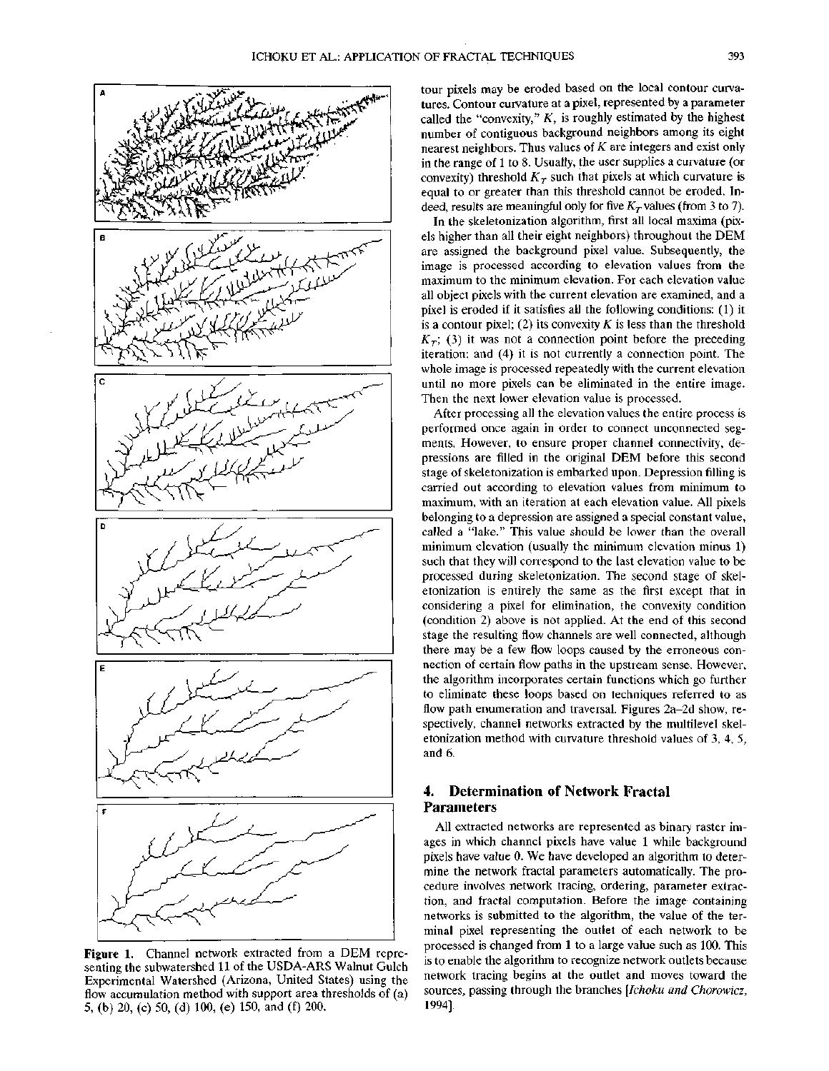Figure 1. Channel network extracted from a DEM representing the subwatershed 11 of the USDA-ARS Walnut Gulch Experimental Watershed (Arizona, United States) using the flow accumulation method with support area thresholds of (a) 5, (b) 20, (c) 50, (d) 100, (e) 150, and (f) 200.

tour pixels may be eroded based on the local contour curvatures. Contour curvature at a pixel, represented by a parameter called the "convexity," $K$, is roughly estimated by the highest number of contiguous background neighbors among its eight nearest neighbors. Thus values of $K$ are integers and exist only in the range of 1 to 8. Usually, the user supplies a curvature (or convexity) threshold $K_T$ such that pixels at which curvature is equal to or greater than this threshold cannot be eroded. Indeed, results are meaningful only for five $K_T$ values (from 3 to 7).

In the skeletonization algorithm, first all local maxima (pixels higher than all their eight neighbors) throughout the DEM are assigned the background pixel value. Subsequently, the image is processed according to elevation values from the maximum to the minimum elevation. For each elevation value all object pixels with the current elevation are examined, and a pixel is eroded if it satisfies all the following conditions: (1) it is a contour pixel; (2) its convexity $K$ is less than the threshold $K_T$; (3) it was not a connection point before the preceding iteration; and (4) it is not currently a connection point. The whole image is processed repeatedly with the current elevation until no more pixels can be eliminated in the entire image. Then the next lower elevation value is processed.

After processing all the elevation values the entire process is performed once again in order to connect unconnected segments. However, to ensure proper channel connectivity, depressions are filled in the original DEM before this second stage of skeletonization is embarked upon. Depression filling is carried out according to elevation values from minimum to maximum, with an iteration at each elevation value. All pixels belonging to a depression are assigned a special constant value, called a "lake." This value should be lower than the overall minimum elevation (usually the minimum elevation minus 1) such that they will correspond to the last elevation value to be processed during skeletonization. The second stage of skeletonization is entirely the same as the first except that in considering a pixel for elimination, the convexity condition (condition 2) above is not applied. At the end of this second stage the resulting flow channels are well connected, although there may be a few flow loops caused by the erroneous connection of certain flow paths in the upstream sense. However, the algorithm incorporates certain functions which go further to eliminate these loops based on techniques referred to as flow path enumeration and traversal. Figures 2a–2d show, respectively, channel networks extracted by the multilevel skeletonization method with curvature threshold values of 3, 4, 5, and 6.

## 4. Determination of Network Fractal Parameters

All extracted networks are represented as binary raster images in which channel pixels have value 1 while background pixels have value 0. We have developed an algorithm to determine the network fractal parameters automatically. The procedure involves network tracing, ordering, parameter extraction, and fractal computation. Before the image containing networks is submitted to the algorithm, the value of the terminal pixel representing the outlet of each network to be processed is changed from 1 to a large value such as 100. This is to enable the algorithm to recognize network outlets because network tracing begins at the outlet and moves toward the sources, passing through the branches [*Ichoku and Chorowicz*, 1994].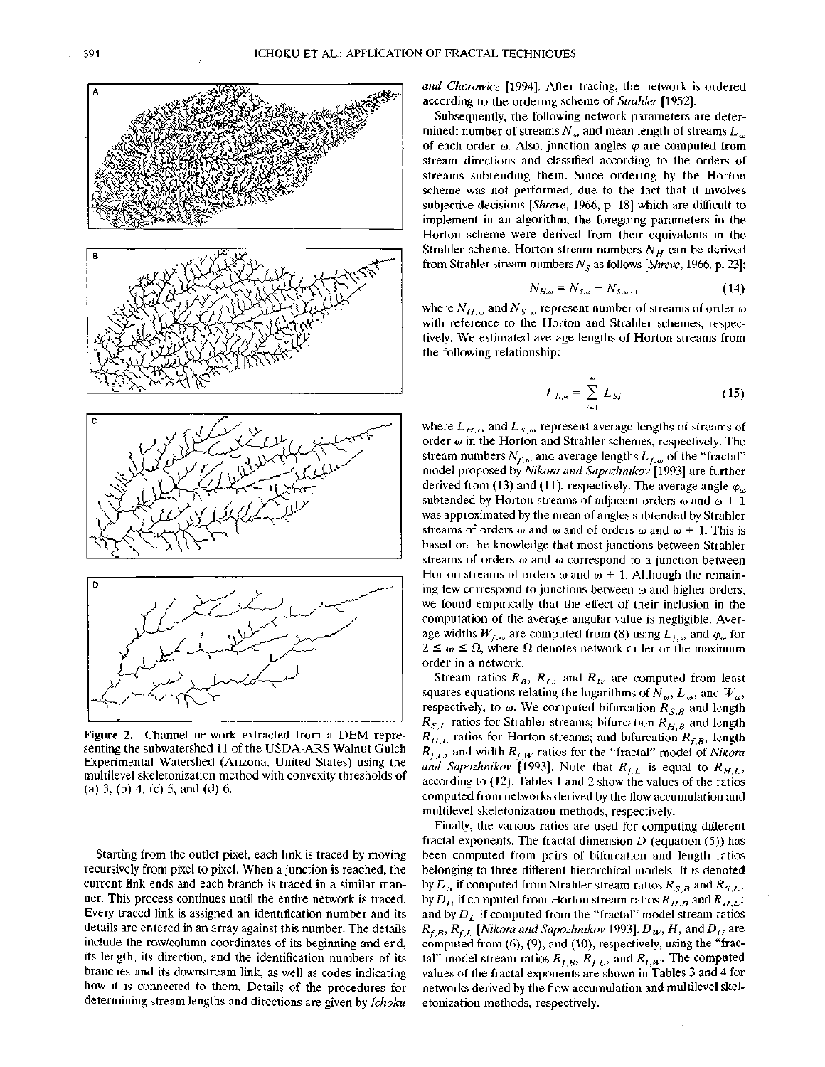Figure 2. Channel network extracted from a DEM representing the subwatershed 11 of the USDA-ARS Walnut Gulch Experimental Watershed (Arizona, United States) using the multilevel skeletonization method with convexity thresholds of (a) 3, (b) 4, (c) 5, and (d) 6.

Starting from the outlet pixel, each link is traced by moving recursively from pixel to pixel. When a junction is reached, the current link ends and each branch is traced in a similar manner. This process continues until the entire network is traced. Every traced link is assigned an identification number and its details are entered in an array against this number. The details include the row/column coordinates of its beginning and end, its length, its direction, and the identification numbers of its branches and its downstream link, as well as codes indicating how it is connected to them. Details of the procedures for determining stream lengths and directions are given by *Ichoku and Chorowicz* [1994]. After tracing, the network is ordered according to the ordering scheme of *Strahler* [1952].

Subsequently, the following network parameters are determined: number of streams $N_\omega$ and mean length of streams $L_\omega$ of each order $\omega$. Also, junction angles $\varphi$ are computed from stream directions and classified according to the orders of streams subtending them. Since ordering by the Horton scheme was not performed, due to the fact that it involves subjective decisions [*Shreve*, 1966, p. 18] which are difficult to implement in an algorithm, the foregoing parameters in the Horton scheme were derived from their equivalents in the Strahler scheme. Horton stream numbers $N_H$ can be derived from Strahler stream numbers $N_S$ as follows [*Shreve*, 1966, p. 23]:

$$N_{H,\omega} = N_{S,\omega} - N_{S,\omega+1} \tag{14}$$

where $N_{H,\omega}$ and $N_{S,\omega}$ represent number of streams of order $\omega$ with reference to the Horton and Strahler schemes, respectively. We estimated average lengths of Horton streams from the following relationship:

$$L_{H,\omega} = \sum_{i=1}^{\omega} L_{S,i} \tag{15}$$

where $L_{H,\omega}$ and $L_{S,\omega}$ represent average lengths of streams of order $\omega$ in the Horton and Strahler schemes, respectively. The stream numbers $N_{f,\omega}$ and average lengths $L_{f,\omega}$ of the "fractal" model proposed by *Nikora and Sapozhnikov* [1993] are further derived from (13) and (11), respectively. The average angle $\varphi_\omega$ subtended by Horton streams of adjacent orders $\omega$ and $\omega + 1$ was approximated by the mean of angles subtended by Strahler streams of orders $\omega$ and $\omega$ and of orders $\omega$ and $\omega + 1$. This is based on the knowledge that most junctions between Strahler streams of orders $\omega$ and $\omega$ correspond to a junction between Horton streams of orders $\omega$ and $\omega + 1$. Although the remaining few correspond to junctions between $\omega$ and higher orders, we found empirically that the effect of their inclusion in the computation of the average angular value is negligible. Average widths $W_{f,\omega}$ are computed from (8) using $L_{f,\omega}$ and $\varphi_\omega$ for $2 \le \omega \le \Omega$, where $\Omega$ denotes network order or the maximum order in a network.

Stream ratios $R_B$, $R_L$, and $R_W$ are computed from least squares equations relating the logarithms of $N_\omega$, $L_\omega$, and $W_\omega$, respectively, to $\omega$. We computed bifurcation $R_{S,B}$ and length $R_{S,L}$ ratios for Strahler streams; bifurcation $R_{H,B}$ and length $R_{H,L}$ ratios for Horton streams; and bifurcation $R_{f,B}$, length $R_{f,L}$, and width $R_{f,W}$ ratios for the "fractal" model of *Nikora and Sapozhnikov* [1993]. Note that $R_{f,L}$ is equal to $R_{H,L}$, according to (12). Tables 1 and 2 show the values of the ratios computed from networks derived by the flow accumulation and multilevel skeletonization methods, respectively.

Finally, the various ratios are used for computing different fractal exponents. The fractal dimension $D$ (equation (5)) has been computed from pairs of bifurcation and length ratios belonging to three different hierarchical models. It is denoted by $D_S$ if computed from Strahler stream ratios $R_{S,B}$ and $R_{S,L}$; by $D_H$ if computed from Horton stream ratios $R_{H,B}$ and $R_{H,L}$; and by $D_L$ if computed from the "fractal" model stream ratios $R_{f,B}$, $R_{f,L}$ [*Nikora and Sapozhnikov* 1993]. $D_W$, $H$, and $D_G$ are computed from (6), (9), and (10), respectively, using the "fractal" model stream ratios $R_{f,B}$, $R_{f,L}$, and $R_{f,W}$. The computed values of the fractal exponents are shown in Tables 3 and 4 for networks derived by the flow accumulation and multilevel skeletonization methods, respectively.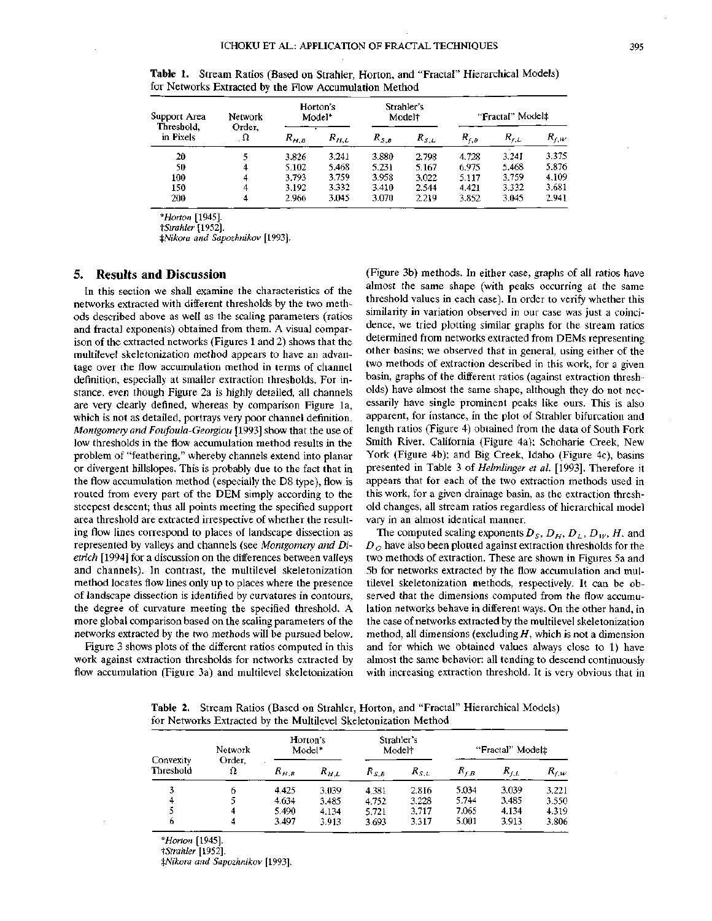**Table 1.** Stream Ratios (Based on Strahler, Horton, and "Fractal" Hierarchical Models) for Networks Extracted by the Flow Accumulation Method

| Support Area Threshold, in Pixels | Network Order, $\Omega$ | Horton's Model* | | Strahler's Model† | | "Fractal" Model‡ | | |
|---|---|---|---|---|---|---|---|---|
| | | $R_{H,B}$ | $R_{H,L}$ | $R_{S,B}$ | $R_{S,L}$ | $R_{f,B}$ | $R_{f,L}$ | $R_{f,W}$ |
| 20 | 5 | 3.826 | 3.241 | 3.880 | 2.798 | 4.728 | 3.241 | 3.375 |
| 50 | 4 | 5.102 | 5.468 | 5.231 | 5.167 | 6.975 | 5.468 | 5.876 |
| 100 | 4 | 3.793 | 3.759 | 3.958 | 3.022 | 5.117 | 3.759 | 4.109 |
| 150 | 4 | 3.192 | 3.332 | 3.410 | 2.544 | 4.421 | 3.332 | 3.681 |
| 200 | 4 | 2.966 | 3.045 | 3.070 | 2.219 | 3.852 | 3.045 | 2.941 |

*Horton [1945].
†Strahler [1952].
‡Nikora and Sapozhnikov [1993].

## 5. Results and Discussion

In this section we shall examine the characteristics of the networks extracted with different thresholds by the two methods described above as well as the scaling parameters (ratios and fractal exponents) obtained from them. A visual comparison of the extracted networks (Figures 1 and 2) shows that the multilevel skeletonization method appears to have an advantage over the flow accumulation method in terms of channel definition, especially at smaller extraction thresholds. For instance, even though Figure 2a is highly detailed, all channels are very clearly defined, whereas by comparison Figure 1a, which is not as detailed, portrays very poor channel definition. *Montgomery and Foufoula-Georgiou* [1993] show that the use of low thresholds in the flow accumulation method results in the problem of "feathering," whereby channels extend into planar or divergent hillslopes. This is probably due to the fact that in the flow accumulation method (especially the D8 type), flow is routed from every part of the DEM simply according to the steepest descent; thus all points meeting the specified support area threshold are extracted irrespective of whether the resulting flow lines correspond to places of landscape dissection as represented by valleys and channels (see *Montgomery and Dietrich* [1994] for a discussion on the differences between valleys and channels). In contrast, the multilevel skeletonization method locates flow lines only up to places where the presence of landscape dissection is identified by curvatures in contours, the degree of curvature meeting the specified threshold. A more global comparison based on the scaling parameters of the networks extracted by the two methods will be pursued below.

Figure 3 shows plots of the different ratios computed in this work against extraction thresholds for networks extracted by flow accumulation (Figure 3a) and multilevel skeletonization (Figure 3b) methods. In either case, graphs of all ratios have almost the same shape (with peaks occurring at the same threshold values in each case). In order to verify whether this similarity in variation observed in our case was just a coincidence, we tried plotting similar graphs for the stream ratios determined from networks extracted from DEMs representing other basins; we observed that in general, using either of the two methods of extraction described in this work, for a given basin, graphs of the different ratios (against extraction thresholds) have almost the same shape, although they do not necessarily have single prominent peaks like ours. This is also apparent, for instance, in the plot of Strahler bifurcation and length ratios (Figure 4) obtained from the data of South Fork Smith River, California (Figure 4a); Schoharie Creek, New York (Figure 4b); and Big Creek, Idaho (Figure 4c), basins presented in Table 3 of *Helmlinger et al.* [1993]. Therefore it appears that for each of the two extraction methods used in this work, for a given drainage basin, as the extraction threshold changes, all stream ratios regardless of hierarchical model vary in an almost identical manner.

The computed scaling exponents $D_S$, $D_H$, $D_L$, $D_W$, $H$, and $D_G$ have also been plotted against extraction thresholds for the two methods of extraction. These are shown in Figures 5a and 5b for networks extracted by the flow accumulation and multilevel skeletonization methods, respectively. It can be observed that the dimensions computed from the flow accumulation networks behave in different ways. On the other hand, in the case of networks extracted by the multilevel skeletonization method, all dimensions (excluding $H$, which is not a dimension and for which we obtained values always close to 1) have almost the same behavior: all tending to descend continuously with increasing extraction threshold. It is very obvious that in

**Table 2.** Stream Ratios (Based on Strahler, Horton, and "Fractal" Hierarchical Models) for Networks Extracted by the Multilevel Skeletonization Method

| Convexity Threshold | Network Order, $\Omega$ | Horton's Model* | | Strahler's Model† | | "Fractal" Model‡ | | |
|---|---|---|---|---|---|---|---|---|
| | | $R_{H,B}$ | $R_{H,L}$ | $R_{S,B}$ | $R_{S,L}$ | $R_{f,B}$ | $R_{f,L}$ | $R_{f,W}$ |
| 3 | 6 | 4.425 | 3.039 | 4.381 | 2.816 | 5.034 | 3.039 | 3.221 |
| 4 | 5 | 4.634 | 3.485 | 4.752 | 3.228 | 5.744 | 3.485 | 3.550 |
| 5 | 4 | 5.490 | 4.134 | 5.721 | 3.717 | 7.065 | 4.134 | 4.319 |
| 6 | 4 | 3.497 | 3.913 | 3.693 | 3.317 | 5.001 | 3.913 | 3.806 |

*Horton [1945].
†Strahler [1952].
‡Nikora and Sapozhnikov [1993].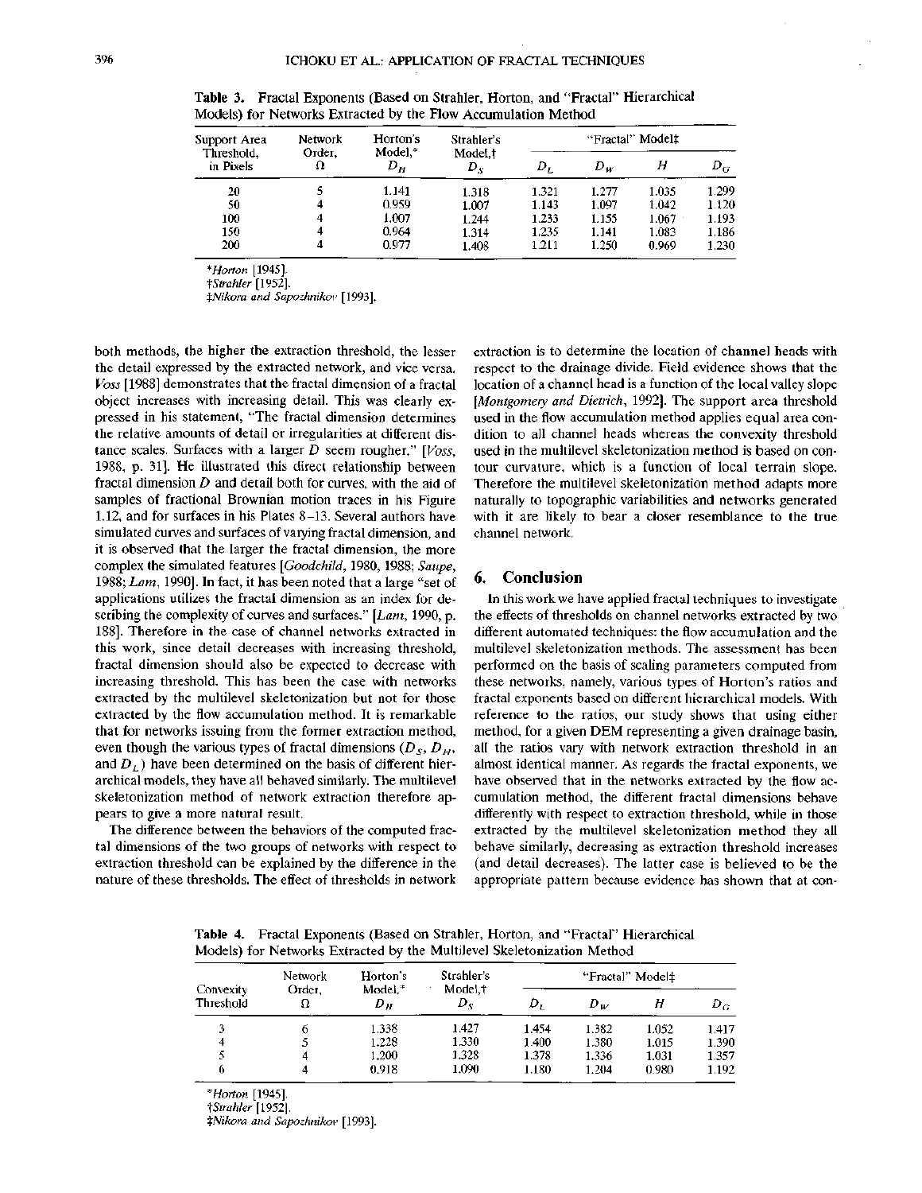**Table 3.** Fractal Exponents (Based on Strahler, Horton, and "Fractal" Hierarchical Models) for Networks Extracted by the Flow Accumulation Method

| Support Area Threshold, in Pixels | Network Order, $\Omega$ | Horton's Model,* $D_H$ | Strahler's Model,† $D_S$ | "Fractal" Model‡ | | | |
|---|---|---|---|---|---|---|---|
| | | | | $D_L$ | $D_W$ | $H$ | $D_G$ |
| 20 | 5 | 1.141 | 1.318 | 1.321 | 1.277 | 1.035 | 1.299 |
| 50 | 4 | 0.959 | 1.007 | 1.143 | 1.097 | 1.042 | 1.120 |
| 100 | 4 | 1.007 | 1.244 | 1.233 | 1.155 | 1.067 | 1.193 |
| 150 | 4 | 0.964 | 1.314 | 1.235 | 1.141 | 1.083 | 1.186 |
| 200 | 4 | 0.977 | 1.408 | 1.211 | 1.250 | 0.969 | 1.230 |

*Horton [1945].
†Strahler [1952].
‡Nikora and Sapozhnikov [1993].

both methods, the higher the extraction threshold, the lesser the detail expressed by the extracted network, and vice versa. *Voss* [1988] demonstrates that the fractal dimension of a fractal object increases with increasing detail. This was clearly expressed in his statement, "The fractal dimension determines the relative amounts of detail or irregularities at different distance scales. Surfaces with a larger $D$ seem rougher." [*Voss*, 1988, p. 31]. He illustrated this direct relationship between fractal dimension $D$ and detail both for curves, with the aid of samples of fractional Brownian motion traces in his Figure 1.12, and for surfaces in his Plates 8–13. Several authors have simulated curves and surfaces of varying fractal dimension, and it is observed that the larger the fractal dimension, the more complex the simulated features [*Goodchild*, 1980, 1988; *Saupe*, 1988; *Lam*, 1990]. In fact, it has been noted that a large "set of applications utilizes the fractal dimension as an index for describing the complexity of curves and surfaces." [*Lam*, 1990, p. 188]. Therefore in the case of channel networks extracted in this work, since detail decreases with increasing threshold, fractal dimension should also be expected to decrease with increasing threshold. This has been the case with networks extracted by the multilevel skeletonization but not for those extracted by the flow accumulation method. It is remarkable that for networks issuing from the former extraction method, even though the various types of fractal dimensions ($D_S$, $D_H$, and $D_L$) have been determined on the basis of different hierarchical models, they have all behaved similarly. The multilevel skeletonization method of network extraction therefore appears to give a more natural result.

The difference between the behaviors of the computed fractal dimensions of the two groups of networks with respect to extraction threshold can be explained by the difference in the nature of these thresholds. The effect of thresholds in network extraction is to determine the location of channel heads with respect to the drainage divide. Field evidence shows that the location of a channel head is a function of the local valley slope [*Montgomery and Dietrich*, 1992]. The support area threshold used in the flow accumulation method applies equal area condition to all channel heads whereas the convexity threshold used in the multilevel skeletonization method is based on contour curvature, which is a function of local terrain slope. Therefore the multilevel skeletonization method adapts more naturally to topographic variabilities and networks generated with it are likely to bear a closer resemblance to the true channel network.

## 6. Conclusion

In this work we have applied fractal techniques to investigate the effects of thresholds on channel networks extracted by two different automated techniques: the flow accumulation and the multilevel skeletonization methods. The assessment has been performed on the basis of scaling parameters computed from these networks, namely, various types of Horton's ratios and fractal exponents based on different hierarchical models. With reference to the ratios, our study shows that using either method, for a given DEM representing a given drainage basin, all the ratios vary with network extraction threshold in an almost identical manner. As regards the fractal exponents, we have observed that in the networks extracted by the flow accumulation method, the different fractal dimensions behave differently with respect to extraction threshold, while in those extracted by the multilevel skeletonization method they all behave similarly, decreasing as extraction threshold increases (and detail decreases). The latter case is believed to be the appropriate pattern because evidence has shown that at con-

**Table 4.** Fractal Exponents (Based on Strahler, Horton, and "Fractal" Hierarchical Models) for Networks Extracted by the Multilevel Skeletonization Method

| Convexity Threshold | Network Order, $\Omega$ | Horton's Model,* $D_H$ | Strahler's Model,† $D_S$ | "Fractal" Model‡ | | | |
|---|---|---|---|---|---|---|---|
| | | | | $D_L$ | $D_W$ | $H$ | $D_G$ |
| 3 | 6 | 1.338 | 1.427 | 1.454 | 1.382 | 1.052 | 1.417 |
| 4 | 5 | 1.228 | 1.330 | 1.400 | 1.380 | 1.015 | 1.390 |
| 5 | 4 | 1.200 | 1.328 | 1.378 | 1.336 | 1.031 | 1.357 |
| 6 | 4 | 0.918 | 1.090 | 1.180 | 1.204 | 0.980 | 1.192 |

*Horton [1945].
†Strahler [1952].
‡Nikora and Sapozhnikov [1993].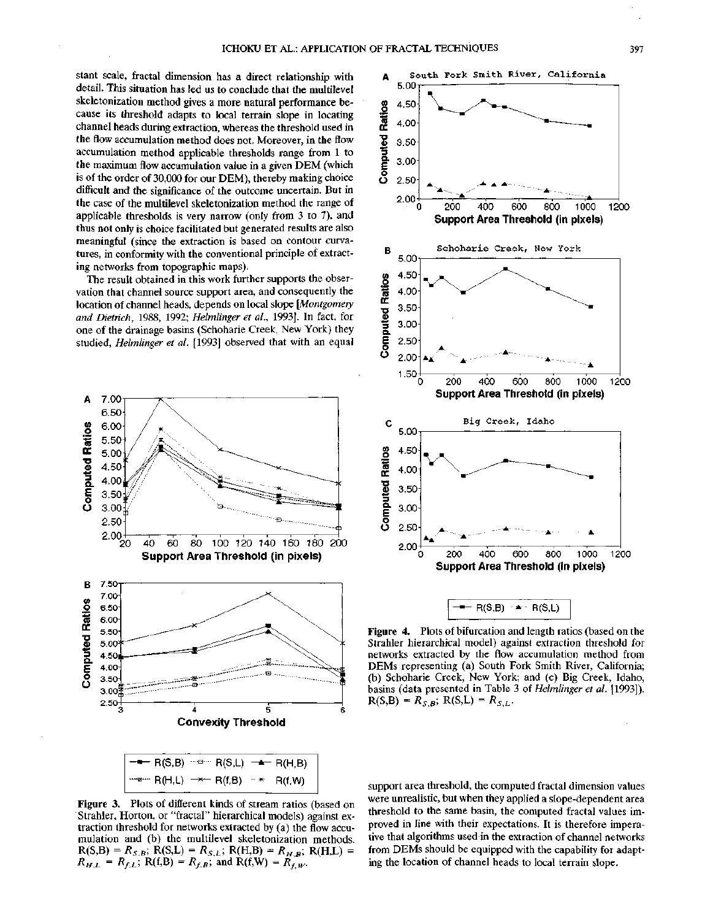stant scale, fractal dimension has a direct relationship with detail. This situation has led us to conclude that the multilevel skeletonization method gives a more natural performance because its threshold adapts to local terrain slope in locating channel heads during extraction, whereas the threshold used in the flow accumulation method does not. Moreover, in the flow accumulation method applicable thresholds range from 1 to the maximum flow accumulation value in a given DEM (which is of the order of 30,000 for our DEM), thereby making choice difficult and the significance of the outcome uncertain. But in the case of the multilevel skeletonization method the range of applicable thresholds is very narrow (only from 3 to 7), and thus not only is choice facilitated but generated results are also meaningful (since the extraction is based on contour curvatures, in conformity with the conventional principle of extracting networks from topographic maps).

The result obtained in this work further supports the observation that channel source support area, and consequently the location of channel heads, depends on local slope [*Montgomery and Dietrich*, 1988, 1992; *Helmlinger et al.*, 1993]. In fact, for one of the drainage basins (Schoharie Creek, New York) they studied, *Helmlinger et al.* [1993] observed that with an equal support area threshold, the computed fractal dimension values were unrealistic, but when they applied a slope-dependent area threshold to the same basin, the computed fractal values improved in line with their expectations. It is therefore imperative that algorithms used in the extraction of channel networks from DEMs should be equipped with the capability for adapting the location of channel heads to local terrain slope.

**Figure 3.** Plots of different kinds of stream ratios (based on Strahler, Horton, or "fractal" hierarchical models) against extraction threshold for networks extracted by (a) the flow accumulation and (b) the multilevel skeletonization methods. R(S,B) = $R_{S,B}$; R(S,L) = $R_{S,L}$; R(H,B) = $R_{H,B}$; R(H,L) = $R_{H,L}$ = $R_{f,L}$; R(f,B) = $R_{f,B}$; and R(f,W) = $R_{f,W}$.

**Figure 4.** Plots of bifurcation and length ratios (based on the Strahler hierarchical model) against extraction threshold for networks extracted by the flow accumulation method from DEMs representing (a) South Fork Smith River, California; (b) Schoharie Creek, New York; and (c) Big Creek, Idaho, basins (data presented in Table 3 of *Helmlinger et al.* [1993]). R(S,B) = $R_{S,B}$; R(S,L) = $R_{S,L}$.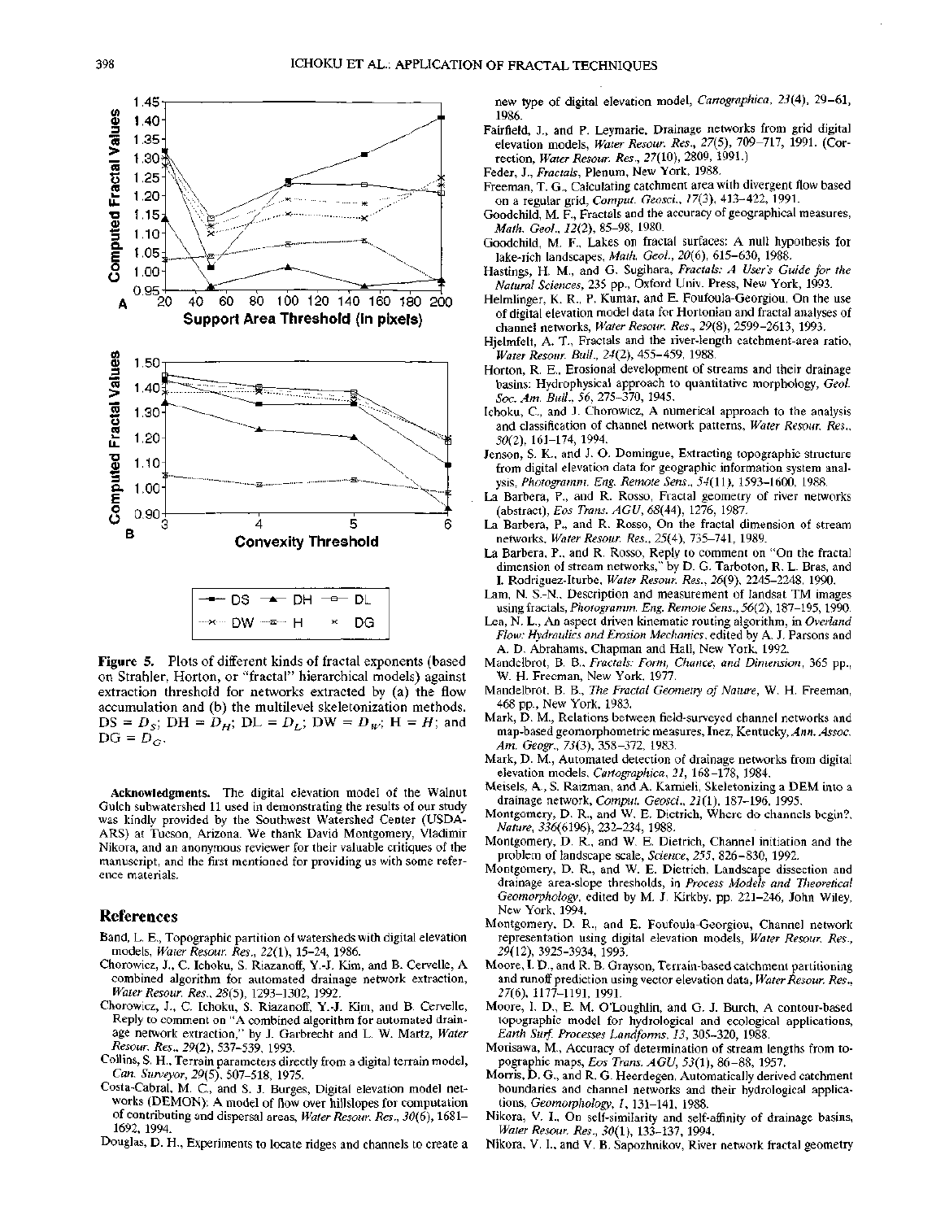Figure 5. Plots of different kinds of fractal exponents (based on Strahler, Horton, or "fractal" hierarchical models) against extraction threshold for networks extracted by (a) the flow accumulation and (b) the multilevel skeletonization methods. DS = $D_S$; DH = $D_H$; DL = $D_L$; DW = $D_W$; H = $H$; and DG = $D_G$.

**Acknowledgments.** The digital elevation model of the Walnut Gulch subwatershed 11 used in demonstrating the results of our study was kindly provided by the Southwest Watershed Center (USDA-ARS) at Tucson, Arizona. We thank David Montgomery, Vladimir Nikora, and an anonymous reviewer for their valuable critiques of the manuscript, and the first mentioned for providing us with some reference materials.

## References

Band, L. E., Topographic partition of watersheds with digital elevation models, *Water Resour. Res., 22*(1), 15–24, 1986.

Chorowicz, J., C. Ichoku, S. Riazanoff, Y.-J. Kim, and B. Cervelle, A combined algorithm for automated drainage network extraction, *Water Resour. Res., 28*(5), 1293–1302, 1992.

Chorowicz, J., C. Ichoku, S. Riazanoff, Y.-J. Kim, and B. Cervelle, Reply to comment on "A combined algorithm for automated drainage network extraction," by J. Garbrecht and L. W. Martz, *Water Resour. Res., 29*(2), 537–539, 1993.

Collins, S. H., Terrain parameters directly from a digital terrain model, *Can. Surveyor, 29*(5), 507–518, 1975.

Costa-Cabral, M. C., and S. J. Burges, Digital elevation model networks (DEMON): A model of flow over hillslopes for computation of contributing and dispersal areas, *Water Resour. Res., 30*(6), 1681–1692, 1994.

Douglas, D. H., Experiments to locate ridges and channels to create a new type of digital elevation model, *Cartographica, 23*(4), 29–61, 1986.

Fairfield, J., and P. Leymarie, Drainage networks from grid digital elevation models, *Water Resour. Res., 27*(5), 709–717, 1991. (Correction, *Water Resour. Res., 27*(10), 2809, 1991.)

Feder, J., *Fractals*, Plenum, New York, 1988.

Freeman, T. G., Calculating catchment area with divergent flow based on a regular grid, *Comput. Geosci., 17*(3), 413–422, 1991.

Goodchild, M. F., Fractals and the accuracy of geographical measures, *Math. Geol., 12*(2), 85–98, 1980.

Goodchild, M. F., Lakes on fractal surfaces: A null hypothesis for lake-rich landscapes, *Math. Geol., 20*(6), 615–630, 1988.

Hastings, H. M., and G. Sugihara, *Fractals: A User's Guide for the Natural Sciences*, 235 pp., Oxford Univ. Press, New York, 1993.

Helmlinger, K. R., P. Kumar, and E. Foufoula-Georgiou, On the use of digital elevation model data for Hortonian and fractal analyses of channel networks, *Water Resour. Res., 29*(8), 2599–2613, 1993.

Hjelmfelt, A. T., Fractals and the river-length catchment-area ratio, *Water Resour. Bull., 24*(2), 455–459, 1988.

Horton, R. E., Erosional development of streams and their drainage basins: Hydrophysical approach to quantitative morphology, *Geol. Soc. Am. Bull., 56*, 275–370, 1945.

Ichoku, C., and J. Chorowicz, A numerical approach to the analysis and classification of channel network patterns, *Water Resour. Res., 30*(2), 161–174, 1994.

Jenson, S. K., and J. O. Domingue, Extracting topographic structure from digital elevation data for geographic information system analysis, *Photogramm. Eng. Remote Sens., 54*(11), 1593–1600, 1988.

La Barbera, P., and R. Rosso, Fractal geometry of river networks (abstract), *Eos Trans. AGU, 68*(44), 1276, 1987.

La Barbera, P., and R. Rosso, On the fractal dimension of stream networks, *Water Resour. Res., 25*(4), 735–741, 1989.

La Barbera, P., and R. Rosso, Reply to comment on "On the fractal dimension of stream networks," by D. G. Tarboton, R. L. Bras, and I. Rodriguez-Iturbe, *Water Resour. Res., 26*(9), 2245–2248, 1990.

Lam, N. S.-N., Description and measurement of landsat TM images using fractals, *Photogramm. Eng. Remote Sens., 56*(2), 187–195, 1990.

Lea, N. L., An aspect driven kinematic routing algorithm, in *Overland Flow: Hydraulics and Erosion Mechanics*, edited by A. J. Parsons and A. D. Abrahams, Chapman and Hall, New York, 1992.

Mandelbrot, B. B., *Fractals: Form, Chance, and Dimension*, 365 pp., W. H. Freeman, New York, 1977.

Mandelbrot, B. B., *The Fractal Geometry of Nature*, W. H. Freeman, 468 pp., New York, 1983.

Mark, D. M., Relations between field-surveyed channel networks and map-based geomorphometric measures, Inez, Kentucky, *Ann. Assoc. Am. Geogr., 73*(3), 358–372, 1983.

Mark, D. M., Automated detection of drainage networks from digital elevation models, *Cartographica, 21*, 168–178, 1984.

Meisels, A., S. Raizman, and A. Karnieli, Skeletonizing a DEM into a drainage network, *Comput. Geosci., 21*(1), 187–196, 1995.

Montgomery, D. R., and W. E. Dietrich, Where do channels begin?, *Nature, 336*(6196), 232–234, 1988.

Montgomery, D. R., and W. E. Dietrich, Channel initiation and the problem of landscape scale, *Science, 255*, 826–830, 1992.

Montgomery, D. R., and W. E. Dietrich, Landscape dissection and drainage area-slope thresholds, in *Process Models and Theoretical Geomorphology*, edited by M. J. Kirkby, pp. 221–246, John Wiley, New York, 1994.

Montgomery, D. R., and E. Foufoula-Georgiou, Channel network representation using digital elevation models, *Water Resour. Res., 29*(12), 3925–3934, 1993.

Moore, I. D., and R. B. Grayson, Terrain-based catchment partitioning and runoff prediction using vector elevation data, *Water Resour. Res., 27*(6), 1177–1191, 1991.

Moore, I. D., E. M. O'Loughlin, and G. J. Burch, A contour-based topographic model for hydrological and ecological applications, *Earth Surf. Processes Landforms, 13*, 305–320, 1988.

Morisawa, M., Accuracy of determination of stream lengths from topographic maps, *Eos Trans. AGU, 53*(1), 86–88, 1957.

Morris, D. G., and R. G. Heerdegen, Automatically derived catchment boundaries and channel networks and their hydrological applications, *Geomorphology, 1*, 131–141, 1988.

Nikora, V. I., On self-similarity and self-affinity of drainage basins, *Water Resour. Res., 30*(1), 133–137, 1994.

Nikora, V. I., and V. B. Sapozhnikov, River network fractal geometry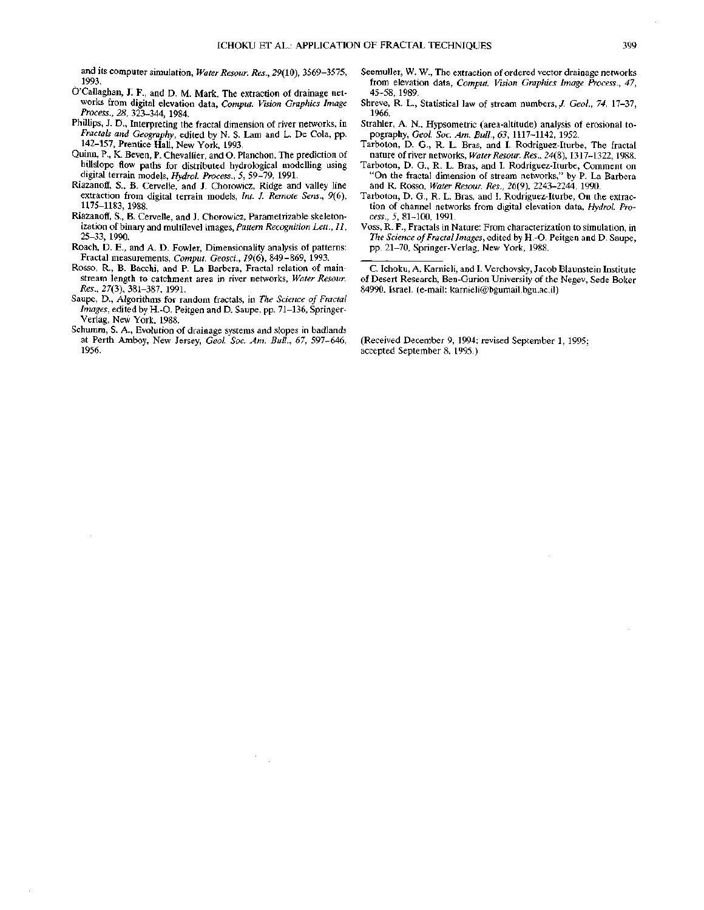and its computer simulation, *Water Resour. Res., 29*(10), 3569–3575, 1993.

O'Callaghan, J. F., and D. M. Mark, The extraction of drainage networks from digital elevation data, *Comput. Vision Graphics Image Process., 28*, 323–344, 1984.

Phillips, J. D., Interpreting the fractal dimension of river networks, in *Fractals and Geography*, edited by N. S. Lam and L. De Cola, pp. 142–157, Prentice Hall, New York, 1993.

Quinn, P., K. Beven, P. Chevallier, and O. Planchon, The prediction of hillslope flow paths for distributed hydrological modelling using digital terrain models, *Hydrol. Process., 5*, 59–79, 1991.

Riazanoff, S., B. Cervelle, and J. Chorowicz, Ridge and valley line extraction from digital terrain models, *Int. J. Remote Sens., 9*(6), 1175–1183, 1988.

Riazanoff, S., B. Cervelle, and J. Chorowicz, Parametrizable skeletonization of binary and multilevel images, *Pattern Recognition Lett., 11*, 25–33, 1990.

Roach, D. E., and A. D. Fowler, Dimensionality analysis of patterns: Fractal measurements, *Comput. Geosci., 19*(6), 849–869, 1993.

Rosso, R., B. Bacchi, and P. La Barbera, Fractal relation of mainstream length to catchment area in river networks, *Water Resour. Res., 27*(3), 381–387, 1991.

Saupe, D., Algorithms for random fractals, in *The Science of Fractal Images*, edited by H.-O. Peitgen and D. Saupe, pp. 71–136, Springer-Verlag, New York, 1988.

Schumm, S. A., Evolution of drainage systems and slopes in badlands at Perth Amboy, New Jersey, *Geol. Soc. Am. Bull., 67*, 597–646, 1956.

Seemuller, W. W., The extraction of ordered vector drainage networks from elevation data, *Comput. Vision Graphics Image Process., 47*, 45–58, 1989.

Shreve, R. L., Statistical law of stream numbers, *J. Geol., 74*, 17–37, 1966.

Strahler, A. N., Hypsometric (area-altitude) analysis of erosional topography, *Geol. Soc. Am. Bull., 63*, 1117–1142, 1952.

Tarboton, D. G., R. L. Bras, and I. Rodriguez-Iturbe, The fractal nature of river networks, *Water Resour. Res., 24*(8), 1317–1322, 1988.

Tarboton, D. G., R. L. Bras, and I. Rodriguez-Iturbe, Comment on "On the fractal dimension of stream networks," by P. La Barbera and R. Rosso, *Water Resour. Res., 26*(9), 2243–2244, 1990.

Tarboton, D. G., R. L. Bras, and I. Rodriguez-Iturbe, On the extraction of channel networks from digital elevation data, *Hydrol. Process., 5*, 81–100, 1991.

Voss, R. F., Fractals in Nature: From characterization to simulation, in *The Science of Fractal Images*, edited by H.-O. Peitgen and D. Saupe, pp. 21–70, Springer-Verlag, New York, 1988.

---

C. Ichoku, A. Karnieli, and I. Verchovsky, Jacob Blaunstein Institute of Desert Research, Ben-Gurion University of the Negev, Sede Boker 84990, Israel. (e-mail: karnieli@bgumail.bgu.ac.il)

(Received December 9, 1994; revised September 1, 1995; accepted September 8, 1995.)